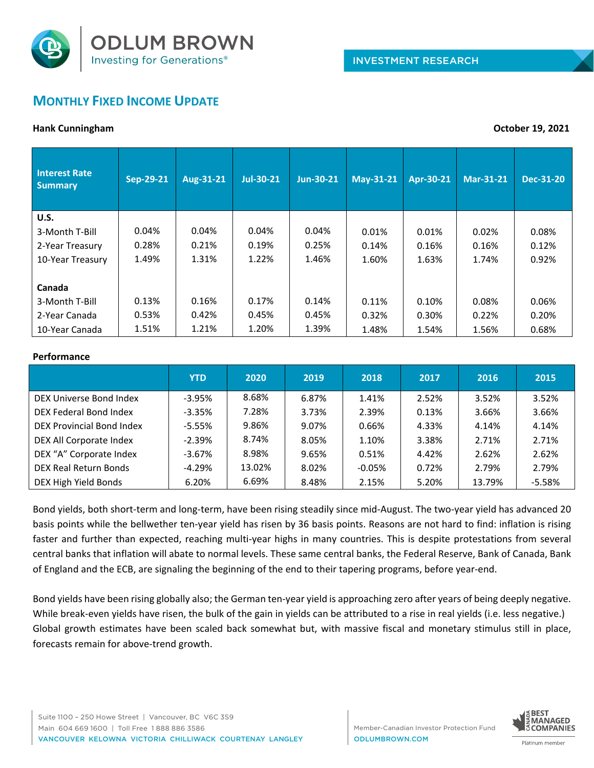ODLUM BROWN
Investing for Generations®

INVESTMENT RESEARCH

# MONTHLY FIXED INCOME UPDATE

**Hank Cunningham** **October 19, 2021**

| Interest Rate Summary | Sep-29-21 | Aug-31-21 | Jul-30-21 | Jun-30-21 | May-31-21 | Apr-30-21 | Mar-31-21 | Dec-31-20 |
|---|---|---|---|---|---|---|---|---|
| **U.S.** | | | | | | | | |
| 3-Month T-Bill | 0.04% | 0.04% | 0.04% | 0.04% | 0.01% | 0.01% | 0.02% | 0.08% |
| 2-Year Treasury | 0.28% | 0.21% | 0.19% | 0.25% | 0.14% | 0.16% | 0.16% | 0.12% |
| 10-Year Treasury | 1.49% | 1.31% | 1.22% | 1.46% | 1.60% | 1.63% | 1.74% | 0.92% |
| **Canada** | | | | | | | | |
| 3-Month T-Bill | 0.13% | 0.16% | 0.17% | 0.14% | 0.11% | 0.10% | 0.08% | 0.06% |
| 2-Year Canada | 0.53% | 0.42% | 0.45% | 0.45% | 0.32% | 0.30% | 0.22% | 0.20% |
| 10-Year Canada | 1.51% | 1.21% | 1.20% | 1.39% | 1.48% | 1.54% | 1.56% | 0.68% |

**Performance**

| | YTD | 2020 | 2019 | 2018 | 2017 | 2016 | 2015 |
|---|---|---|---|---|---|---|---|
| DEX Universe Bond Index | -3.95% | 8.68% | 6.87% | 1.41% | 2.52% | 3.52% | 3.52% |
| DEX Federal Bond Index | -3.35% | 7.28% | 3.73% | 2.39% | 0.13% | 3.66% | 3.66% |
| DEX Provincial Bond Index | -5.55% | 9.86% | 9.07% | 0.66% | 4.33% | 4.14% | 4.14% |
| DEX All Corporate Index | -2.39% | 8.74% | 8.05% | 1.10% | 3.38% | 2.71% | 2.71% |
| DEX "A" Corporate Index | -3.67% | 8.98% | 9.65% | 0.51% | 4.42% | 2.62% | 2.62% |
| DEX Real Return Bonds | -4.29% | 13.02% | 8.02% | -0.05% | 0.72% | 2.79% | 2.79% |
| DEX High Yield Bonds | 6.20% | 6.69% | 8.48% | 2.15% | 5.20% | 13.79% | -5.58% |

Bond yields, both short-term and long-term, have been rising steadily since mid-August. The two-year yield has advanced 20 basis points while the bellwether ten-year yield has risen by 36 basis points. Reasons are not hard to find: inflation is rising faster and further than expected, reaching multi-year highs in many countries. This is despite protestations from several central banks that inflation will abate to normal levels. These same central banks, the Federal Reserve, Bank of Canada, Bank of England and the ECB, are signaling the beginning of the end to their tapering programs, before year-end.

Bond yields have been rising globally also; the German ten-year yield is approaching zero after years of being deeply negative. While break-even yields have risen, the bulk of the gain in yields can be attributed to a rise in real yields (i.e. less negative.) Global growth estimates have been scaled back somewhat but, with massive fiscal and monetary stimulus still in place, forecasts remain for above-trend growth.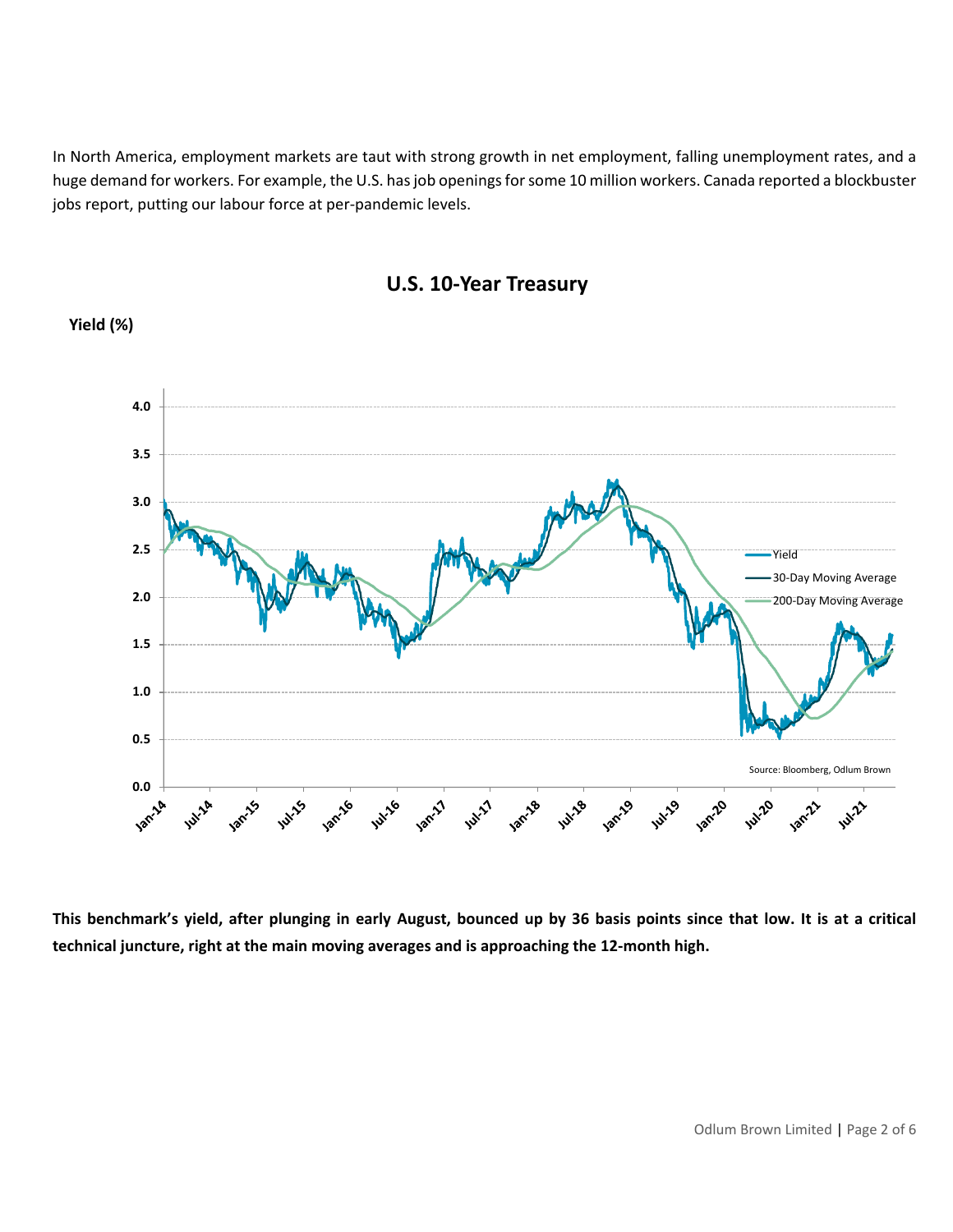In North America, employment markets are taut with strong growth in net employment, falling unemployment rates, and a huge demand for workers. For example, the U.S. has job openings for some 10 million workers. Canada reported a blockbuster jobs report, putting our labour force at per-pandemic levels.

## U.S. 10-Year Treasury

**This benchmark's yield, after plunging in early August, bounced up by 36 basis points since that low. It is at a critical technical juncture, right at the main moving averages and is approaching the 12-month high.**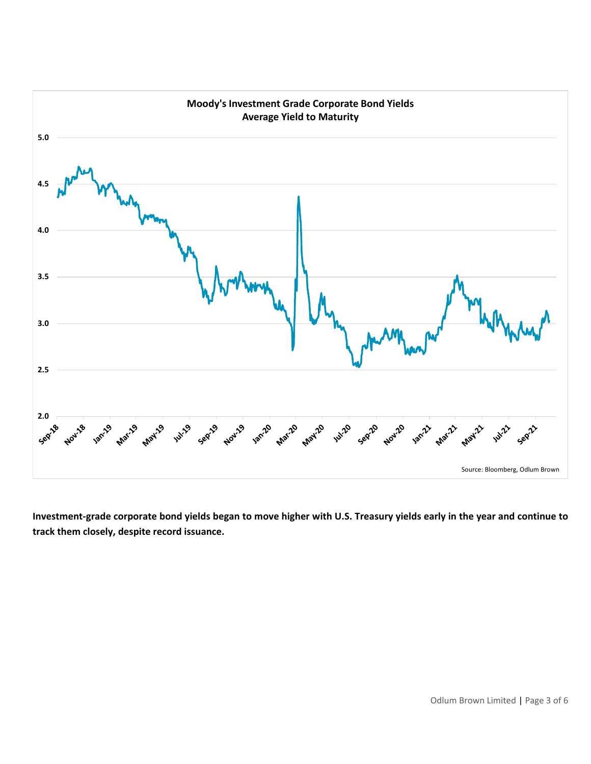**Moody's Investment Grade Corporate Bond Yields**
**Average Yield to Maturity**

Source: Bloomberg, Odlum Brown

**Investment-grade corporate bond yields began to move higher with U.S. Treasury yields early in the year and continue to track them closely, despite record issuance.**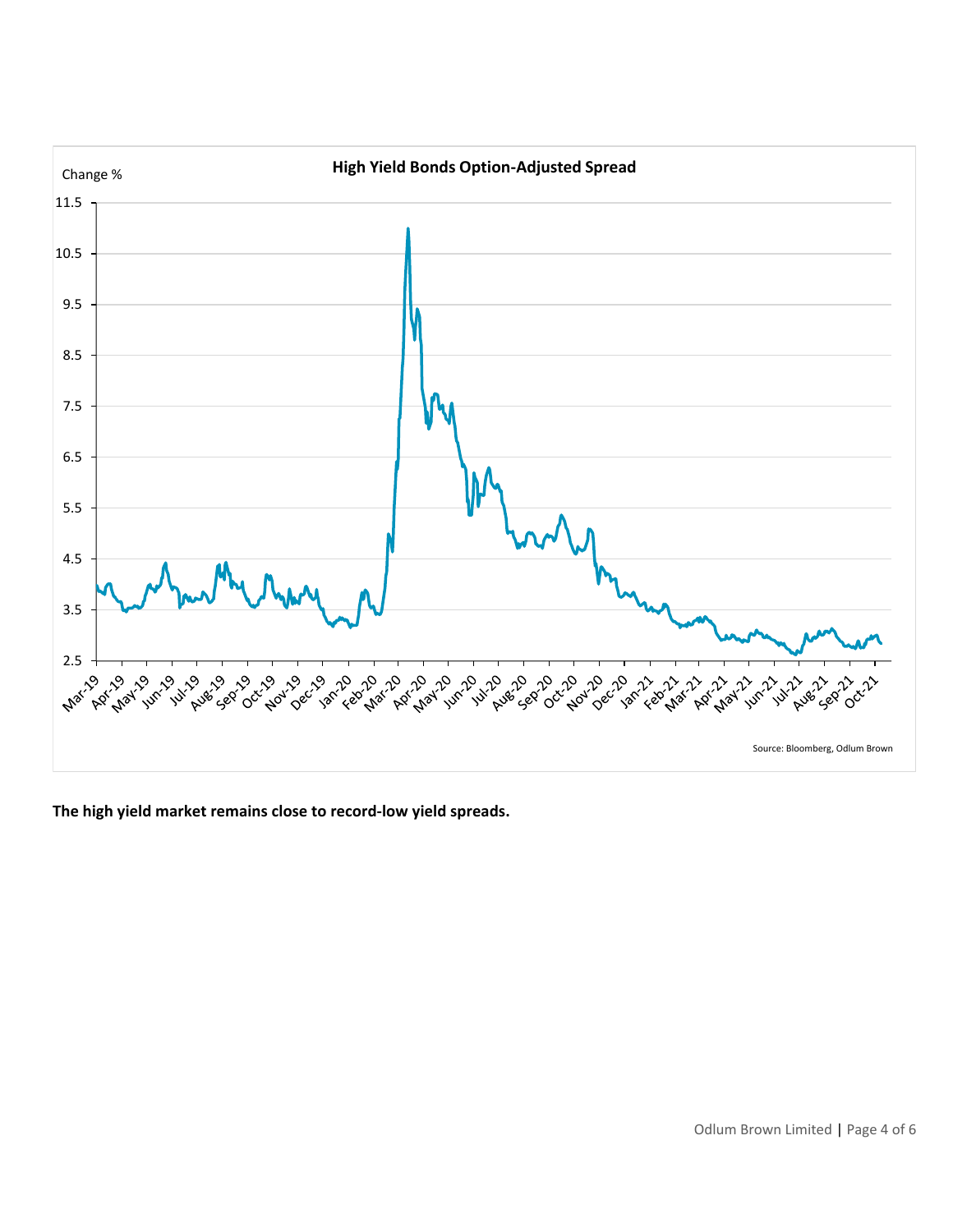**High Yield Bonds Option-Adjusted Spread**

Change %

Source: Bloomberg, Odlum Brown

**The high yield market remains close to record-low yield spreads.**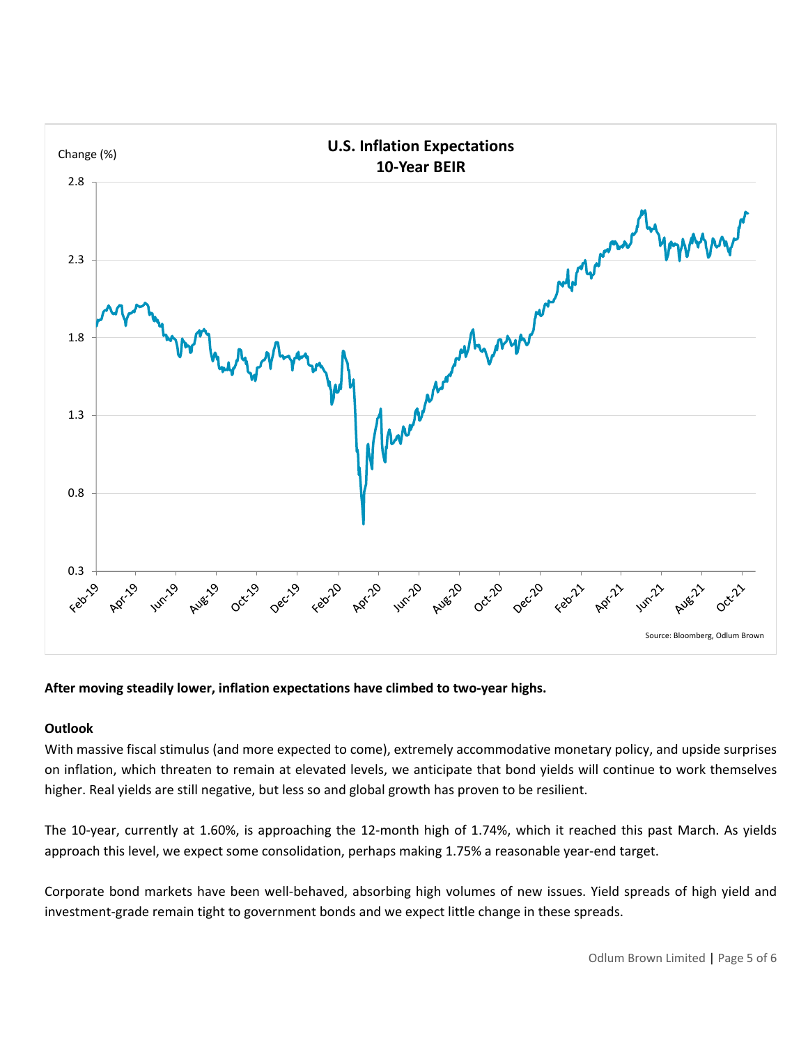**After moving steadily lower, inflation expectations have climbed to two-year highs.**

**Outlook**

With massive fiscal stimulus (and more expected to come), extremely accommodative monetary policy, and upside surprises on inflation, which threaten to remain at elevated levels, we anticipate that bond yields will continue to work themselves higher. Real yields are still negative, but less so and global growth has proven to be resilient.

The 10-year, currently at 1.60%, is approaching the 12-month high of 1.74%, which it reached this past March. As yields approach this level, we expect some consolidation, perhaps making 1.75% a reasonable year-end target.

Corporate bond markets have been well-behaved, absorbing high volumes of new issues. Yield spreads of high yield and investment-grade remain tight to government bonds and we expect little change in these spreads.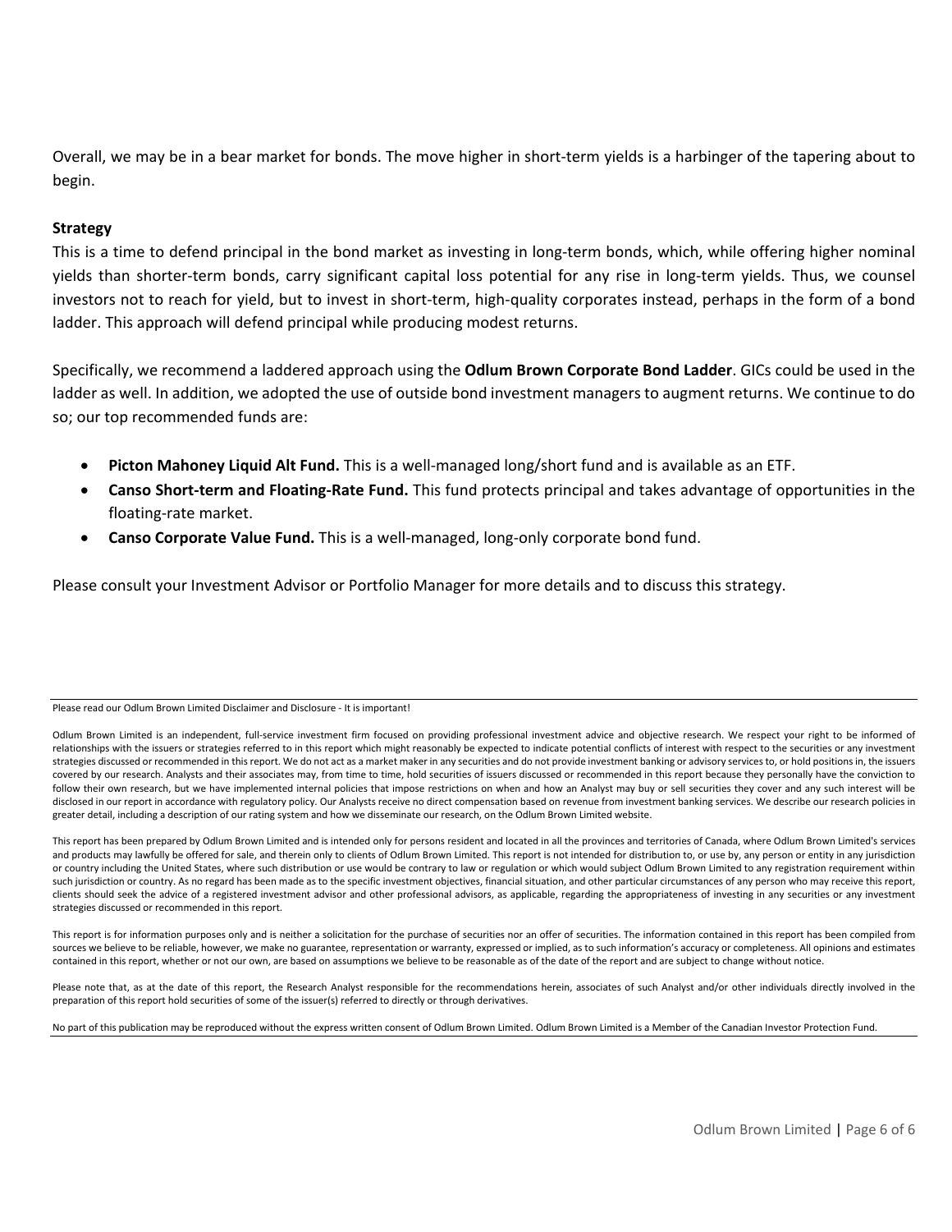Overall, we may be in a bear market for bonds. The move higher in short-term yields is a harbinger of the tapering about to begin.

### Strategy

This is a time to defend principal in the bond market as investing in long-term bonds, which, while offering higher nominal yields than shorter-term bonds, carry significant capital loss potential for any rise in long-term yields. Thus, we counsel investors not to reach for yield, but to invest in short-term, high-quality corporates instead, perhaps in the form of a bond ladder. This approach will defend principal while producing modest returns.

Specifically, we recommend a laddered approach using the **Odlum Brown Corporate Bond Ladder**. GICs could be used in the ladder as well. In addition, we adopted the use of outside bond investment managers to augment returns. We continue to do so; our top recommended funds are:

- **Picton Mahoney Liquid Alt Fund.** This is a well-managed long/short fund and is available as an ETF.
- **Canso Short-term and Floating-Rate Fund.** This fund protects principal and takes advantage of opportunities in the floating-rate market.
- **Canso Corporate Value Fund.** This is a well-managed, long-only corporate bond fund.

Please consult your Investment Advisor or Portfolio Manager for more details and to discuss this strategy.

---

Please read our Odlum Brown Limited Disclaimer and Disclosure - It is important!

Odlum Brown Limited is an independent, full-service investment firm focused on providing professional investment advice and objective research. We respect your right to be informed of relationships with the issuers or strategies referred to in this report which might reasonably be expected to indicate potential conflicts of interest with respect to the securities or any investment strategies discussed or recommended in this report. We do not act as a market maker in any securities and do not provide investment banking or advisory services to, or hold positions in, the issuers covered by our research. Analysts and their associates may, from time to time, hold securities of issuers discussed or recommended in this report because they personally have the conviction to follow their own research, but we have implemented internal policies that impose restrictions on when and how an Analyst may buy or sell securities they cover and any such interest will be disclosed in our report in accordance with regulatory policy. Our Analysts receive no direct compensation based on revenue from investment banking services. We describe our research policies in greater detail, including a description of our rating system and how we disseminate our research, on the Odlum Brown Limited website.

This report has been prepared by Odlum Brown Limited and is intended only for persons resident and located in all the provinces and territories of Canada, where Odlum Brown Limited's services and products may lawfully be offered for sale, and therein only to clients of Odlum Brown Limited. This report is not intended for distribution to, or use by, any person or entity in any jurisdiction or country including the United States, where such distribution or use would be contrary to law or regulation or which would subject Odlum Brown Limited to any registration requirement within such jurisdiction or country. As no regard has been made as to the specific investment objectives, financial situation, and other particular circumstances of any person who may receive this report, clients should seek the advice of a registered investment advisor and other professional advisors, as applicable, regarding the appropriateness of investing in any securities or any investment strategies discussed or recommended in this report.

This report is for information purposes only and is neither a solicitation for the purchase of securities nor an offer of securities. The information contained in this report has been compiled from sources we believe to be reliable, however, we make no guarantee, representation or warranty, expressed or implied, as to such information's accuracy or completeness. All opinions and estimates contained in this report, whether or not our own, are based on assumptions we believe to be reasonable as of the date of the report and are subject to change without notice.

Please note that, as at the date of this report, the Research Analyst responsible for the recommendations herein, associates of such Analyst and/or other individuals directly involved in the preparation of this report hold securities of some of the issuer(s) referred to directly or through derivatives.

No part of this publication may be reproduced without the express written consent of Odlum Brown Limited. Odlum Brown Limited is a Member of the Canadian Investor Protection Fund.